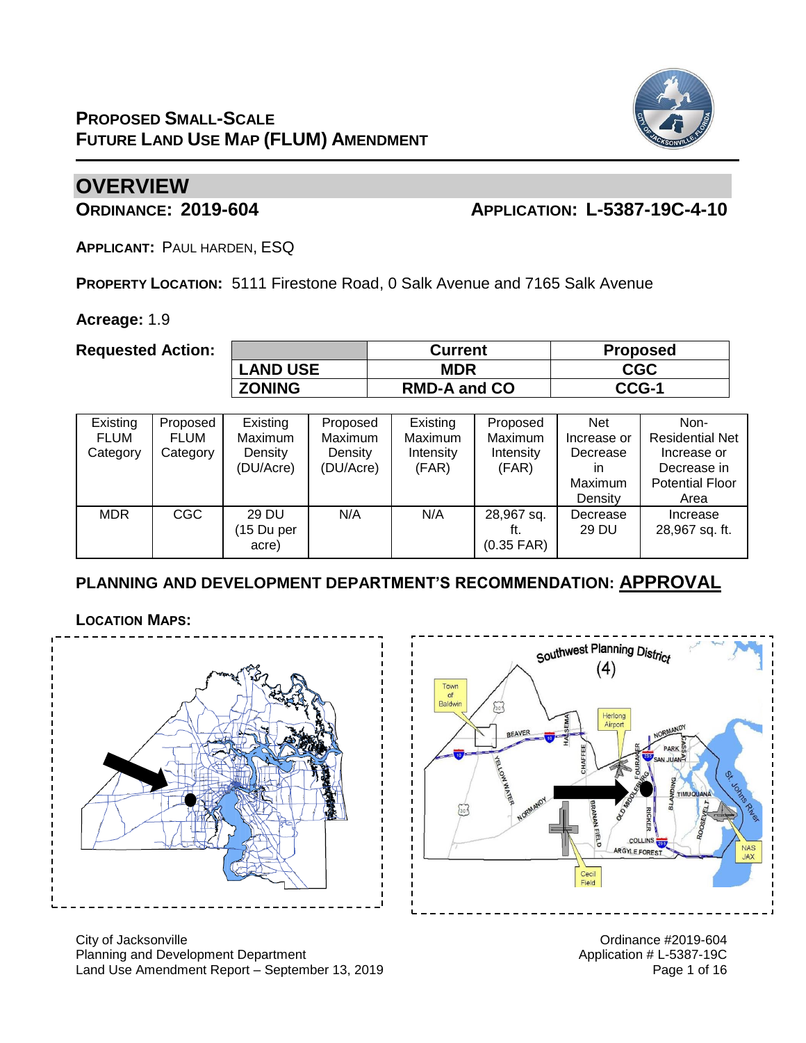# PROPOSED SMALL-SCALE FUTURE LAND USE MAP (FLUM) AMENDMENT

## OVERVIEW

**ORDINANCE: 2019-604** **APPLICATION: L-5387-19C-4-10**

**APPLICANT:** PAUL HARDEN, ESQ

**PROPERTY LOCATION:** 5111 Firestone Road, 0 Salk Avenue and 7165 Salk Avenue

**Acreage:** 1.9

**Requested Action:**

| | Current | Proposed |
|---|---|---|
| LAND USE | MDR | CGC |
| ZONING | RMD-A and CO | CCG-1 |

| Existing FLUM Category | Proposed FLUM Category | Existing Maximum Density (DU/Acre) | Proposed Maximum Density (DU/Acre) | Existing Maximum Intensity (FAR) | Proposed Maximum Intensity (FAR) | Net Increase or Decrease in Maximum Density | Non-Residential Net Increase or Decrease in Potential Floor Area |
|---|---|---|---|---|---|---|---|
| MDR | CGC | 29 DU (15 Du per acre) | N/A | N/A | 28,967 sq. ft. (0.35 FAR) | Decrease 29 DU | Increase 28,967 sq. ft. |

**PLANNING AND DEVELOPMENT DEPARTMENT'S RECOMMENDATION: APPROVAL**

**LOCATION MAPS:**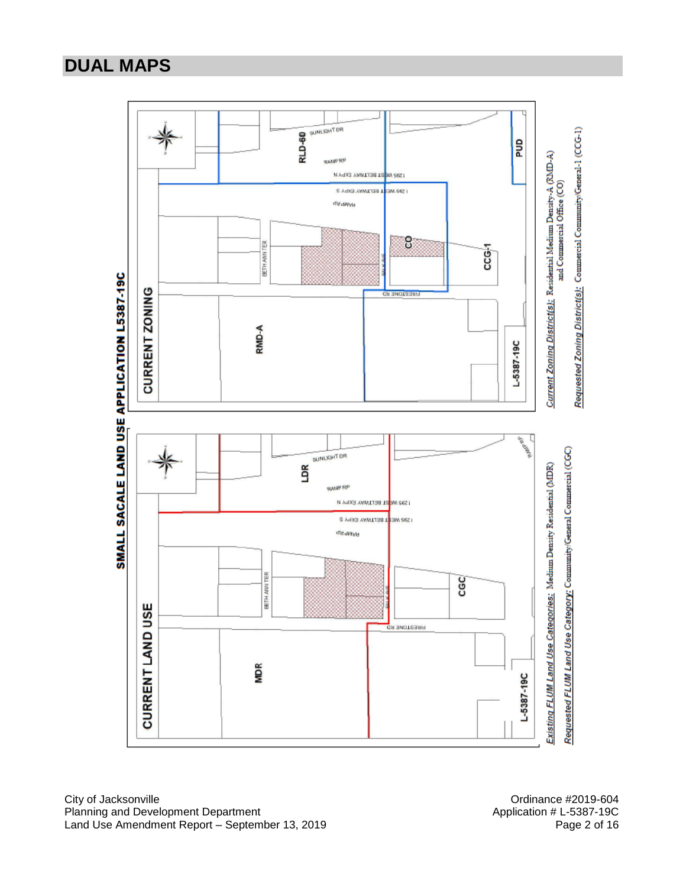## DUAL MAPS

**SMALL SACALE LAND USE APPLICATION L5387-19C**

**CURRENT ZONING**

RLD-60

PUD

CO

CCG-1

RMD-A

L-5387-19C

SUNLIGHT DR

RAMP RP

I 295 WEST BELTWAY EXPY N

I 295 WEST BELTWAY EXPY S

BETH ANN TER

FIRESTONE RD

*Current Zoning District(s):* Residential Medium Density-A (RMD-A) and Commercial Office (CO)

*Requested Zoning District(s):* Commercial Community/General-1 (CCG-1)

**CURRENT LAND USE**

LDR

CGC

MDR

L-5387-19C

SUNLIGHT DR

RAMP RP

I 295 WEST BELTWAY EXPY N

I 295 WEST BELTWAY EXPY S

BETH ANN TER

FIRESTONE RD

*Existing FLUM Land Use Categories:* Medium Density Residential (MDR)

*Requested FLUM Land Use Category:* Community/General Commercial (CGC)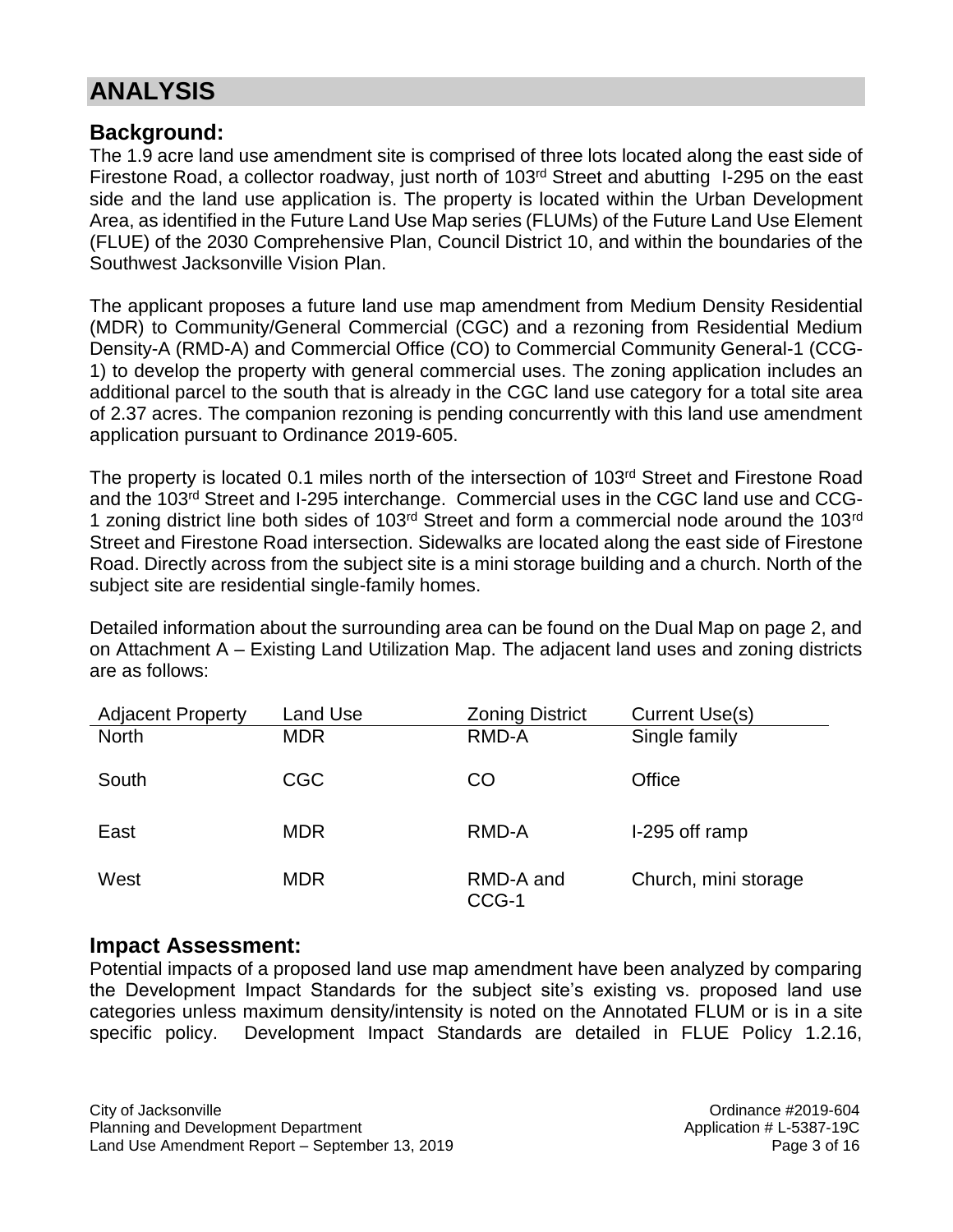# ANALYSIS

## Background:

The 1.9 acre land use amendment site is comprised of three lots located along the east side of Firestone Road, a collector roadway, just north of 103rd Street and abutting I-295 on the east side and the land use application is. The property is located within the Urban Development Area, as identified in the Future Land Use Map series (FLUMs) of the Future Land Use Element (FLUE) of the 2030 Comprehensive Plan, Council District 10, and within the boundaries of the Southwest Jacksonville Vision Plan.

The applicant proposes a future land use map amendment from Medium Density Residential (MDR) to Community/General Commercial (CGC) and a rezoning from Residential Medium Density-A (RMD-A) and Commercial Office (CO) to Commercial Community General-1 (CCG-1) to develop the property with general commercial uses. The zoning application includes an additional parcel to the south that is already in the CGC land use category for a total site area of 2.37 acres. The companion rezoning is pending concurrently with this land use amendment application pursuant to Ordinance 2019-605.

The property is located 0.1 miles north of the intersection of 103rd Street and Firestone Road and the 103rd Street and I-295 interchange. Commercial uses in the CGC land use and CCG-1 zoning district line both sides of 103rd Street and form a commercial node around the 103rd Street and Firestone Road intersection. Sidewalks are located along the east side of Firestone Road. Directly across from the subject site is a mini storage building and a church. North of the subject site are residential single-family homes.

Detailed information about the surrounding area can be found on the Dual Map on page 2, and on Attachment A – Existing Land Utilization Map. The adjacent land uses and zoning districts are as follows:

| Adjacent Property | Land Use | Zoning District | Current Use(s) |
|---|---|---|---|
| North | MDR | RMD-A | Single family |
| South | CGC | CO | Office |
| East | MDR | RMD-A | I-295 off ramp |
| West | MDR | RMD-A and CCG-1 | Church, mini storage |

## Impact Assessment:

Potential impacts of a proposed land use map amendment have been analyzed by comparing the Development Impact Standards for the subject site's existing vs. proposed land use categories unless maximum density/intensity is noted on the Annotated FLUM or is in a site specific policy. Development Impact Standards are detailed in FLUE Policy 1.2.16,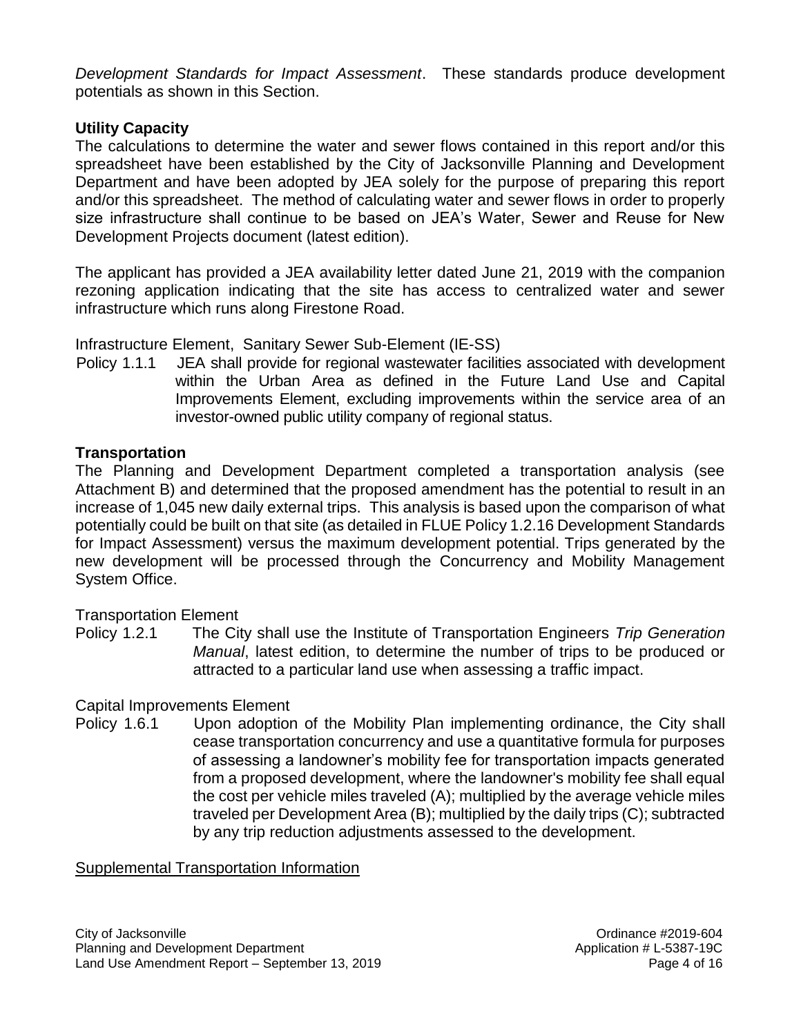*Development Standards for Impact Assessment*. These standards produce development potentials as shown in this Section.

**Utility Capacity**

The calculations to determine the water and sewer flows contained in this report and/or this spreadsheet have been established by the City of Jacksonville Planning and Development Department and have been adopted by JEA solely for the purpose of preparing this report and/or this spreadsheet. The method of calculating water and sewer flows in order to properly size infrastructure shall continue to be based on JEA's Water, Sewer and Reuse for New Development Projects document (latest edition).

The applicant has provided a JEA availability letter dated June 21, 2019 with the companion rezoning application indicating that the site has access to centralized water and sewer infrastructure which runs along Firestone Road.

Infrastructure Element, Sanitary Sewer Sub-Element (IE-SS)

Policy 1.1.1 JEA shall provide for regional wastewater facilities associated with development within the Urban Area as defined in the Future Land Use and Capital Improvements Element, excluding improvements within the service area of an investor-owned public utility company of regional status.

**Transportation**

The Planning and Development Department completed a transportation analysis (see Attachment B) and determined that the proposed amendment has the potential to result in an increase of 1,045 new daily external trips. This analysis is based upon the comparison of what potentially could be built on that site (as detailed in FLUE Policy 1.2.16 Development Standards for Impact Assessment) versus the maximum development potential. Trips generated by the new development will be processed through the Concurrency and Mobility Management System Office.

Transportation Element

Policy 1.2.1 The City shall use the Institute of Transportation Engineers *Trip Generation Manual*, latest edition, to determine the number of trips to be produced or attracted to a particular land use when assessing a traffic impact.

Capital Improvements Element

Policy 1.6.1 Upon adoption of the Mobility Plan implementing ordinance, the City shall cease transportation concurrency and use a quantitative formula for purposes of assessing a landowner's mobility fee for transportation impacts generated from a proposed development, where the landowner's mobility fee shall equal the cost per vehicle miles traveled (A); multiplied by the average vehicle miles traveled per Development Area (B); multiplied by the daily trips (C); subtracted by any trip reduction adjustments assessed to the development.

<u>Supplemental Transportation Information</u>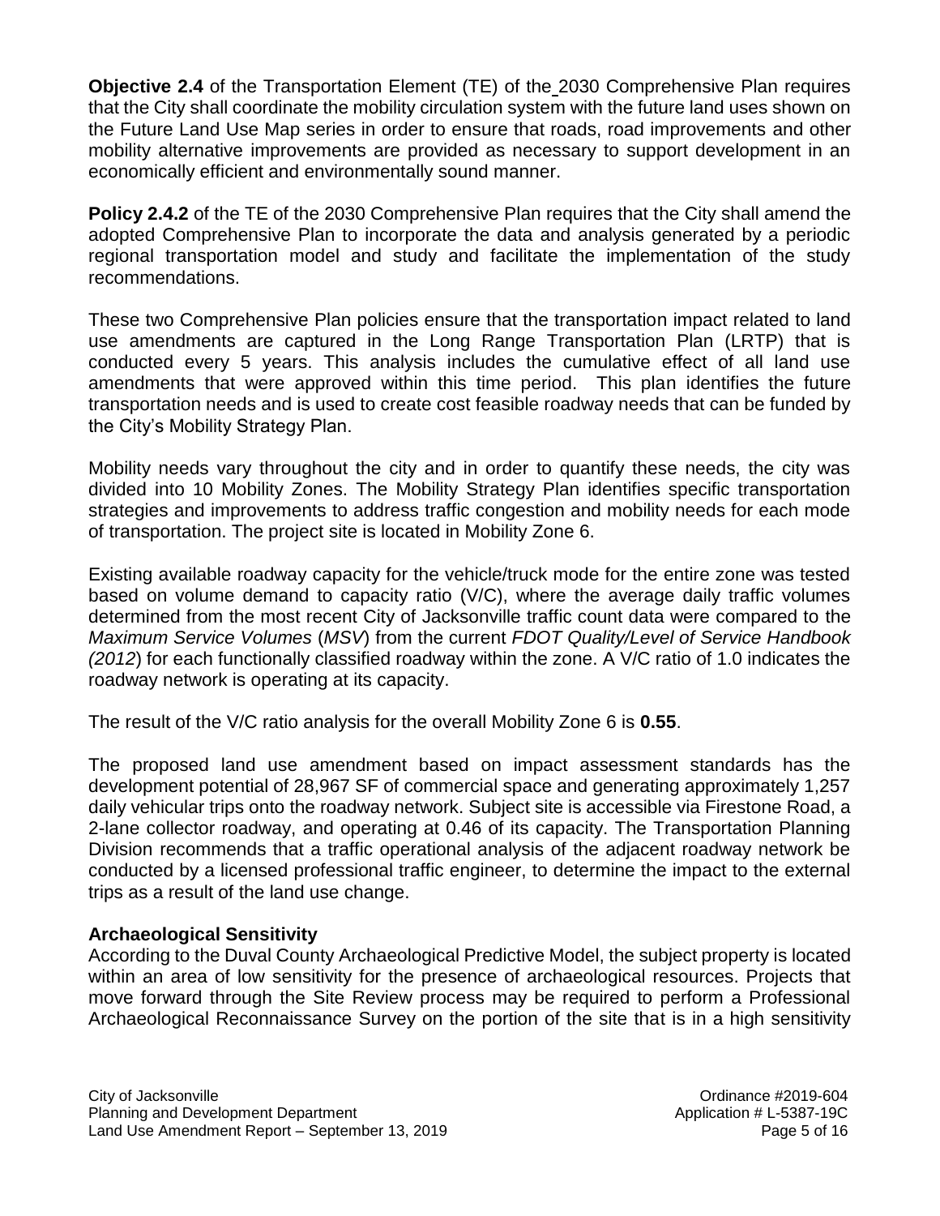**Objective 2.4** of the Transportation Element (TE) of the 2030 Comprehensive Plan requires that the City shall coordinate the mobility circulation system with the future land uses shown on the Future Land Use Map series in order to ensure that roads, road improvements and other mobility alternative improvements are provided as necessary to support development in an economically efficient and environmentally sound manner.

**Policy 2.4.2** of the TE of the 2030 Comprehensive Plan requires that the City shall amend the adopted Comprehensive Plan to incorporate the data and analysis generated by a periodic regional transportation model and study and facilitate the implementation of the study recommendations.

These two Comprehensive Plan policies ensure that the transportation impact related to land use amendments are captured in the Long Range Transportation Plan (LRTP) that is conducted every 5 years. This analysis includes the cumulative effect of all land use amendments that were approved within this time period. This plan identifies the future transportation needs and is used to create cost feasible roadway needs that can be funded by the City's Mobility Strategy Plan.

Mobility needs vary throughout the city and in order to quantify these needs, the city was divided into 10 Mobility Zones. The Mobility Strategy Plan identifies specific transportation strategies and improvements to address traffic congestion and mobility needs for each mode of transportation. The project site is located in Mobility Zone 6.

Existing available roadway capacity for the vehicle/truck mode for the entire zone was tested based on volume demand to capacity ratio (V/C), where the average daily traffic volumes determined from the most recent City of Jacksonville traffic count data were compared to the *Maximum Service Volumes* (*MSV*) from the current *FDOT Quality/Level of Service Handbook (2012*) for each functionally classified roadway within the zone. A V/C ratio of 1.0 indicates the roadway network is operating at its capacity.

The result of the V/C ratio analysis for the overall Mobility Zone 6 is **0.55**.

The proposed land use amendment based on impact assessment standards has the development potential of 28,967 SF of commercial space and generating approximately 1,257 daily vehicular trips onto the roadway network. Subject site is accessible via Firestone Road, a 2-lane collector roadway, and operating at 0.46 of its capacity. The Transportation Planning Division recommends that a traffic operational analysis of the adjacent roadway network be conducted by a licensed professional traffic engineer, to determine the impact to the external trips as a result of the land use change.

### Archaeological Sensitivity

According to the Duval County Archaeological Predictive Model, the subject property is located within an area of low sensitivity for the presence of archaeological resources. Projects that move forward through the Site Review process may be required to perform a Professional Archaeological Reconnaissance Survey on the portion of the site that is in a high sensitivity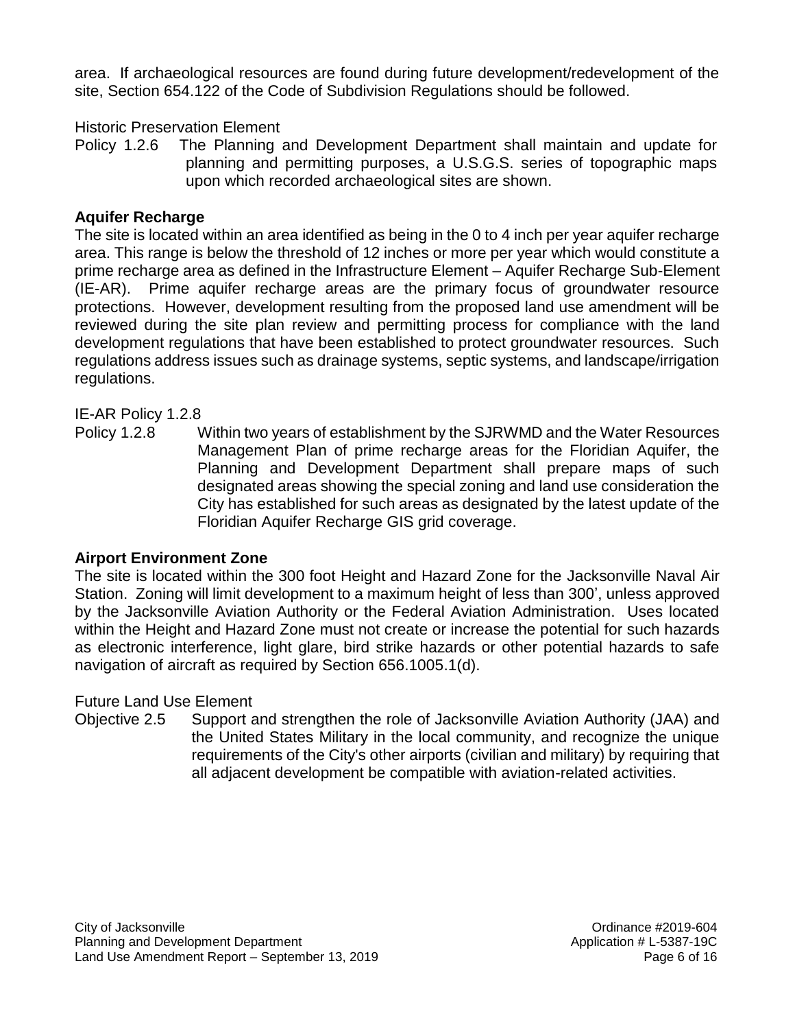area. If archaeological resources are found during future development/redevelopment of the site, Section 654.122 of the Code of Subdivision Regulations should be followed.

Historic Preservation Element

Policy 1.2.6 The Planning and Development Department shall maintain and update for planning and permitting purposes, a U.S.G.S. series of topographic maps upon which recorded archaeological sites are shown.

**Aquifer Recharge**

The site is located within an area identified as being in the 0 to 4 inch per year aquifer recharge area. This range is below the threshold of 12 inches or more per year which would constitute a prime recharge area as defined in the Infrastructure Element – Aquifer Recharge Sub-Element (IE-AR). Prime aquifer recharge areas are the primary focus of groundwater resource protections. However, development resulting from the proposed land use amendment will be reviewed during the site plan review and permitting process for compliance with the land development regulations that have been established to protect groundwater resources. Such regulations address issues such as drainage systems, septic systems, and landscape/irrigation regulations.

IE-AR Policy 1.2.8

Policy 1.2.8 Within two years of establishment by the SJRWMD and the Water Resources Management Plan of prime recharge areas for the Floridian Aquifer, the Planning and Development Department shall prepare maps of such designated areas showing the special zoning and land use consideration the City has established for such areas as designated by the latest update of the Floridian Aquifer Recharge GIS grid coverage.

**Airport Environment Zone**

The site is located within the 300 foot Height and Hazard Zone for the Jacksonville Naval Air Station. Zoning will limit development to a maximum height of less than 300', unless approved by the Jacksonville Aviation Authority or the Federal Aviation Administration. Uses located within the Height and Hazard Zone must not create or increase the potential for such hazards as electronic interference, light glare, bird strike hazards or other potential hazards to safe navigation of aircraft as required by Section 656.1005.1(d).

Future Land Use Element

Objective 2.5 Support and strengthen the role of Jacksonville Aviation Authority (JAA) and the United States Military in the local community, and recognize the unique requirements of the City's other airports (civilian and military) by requiring that all adjacent development be compatible with aviation-related activities.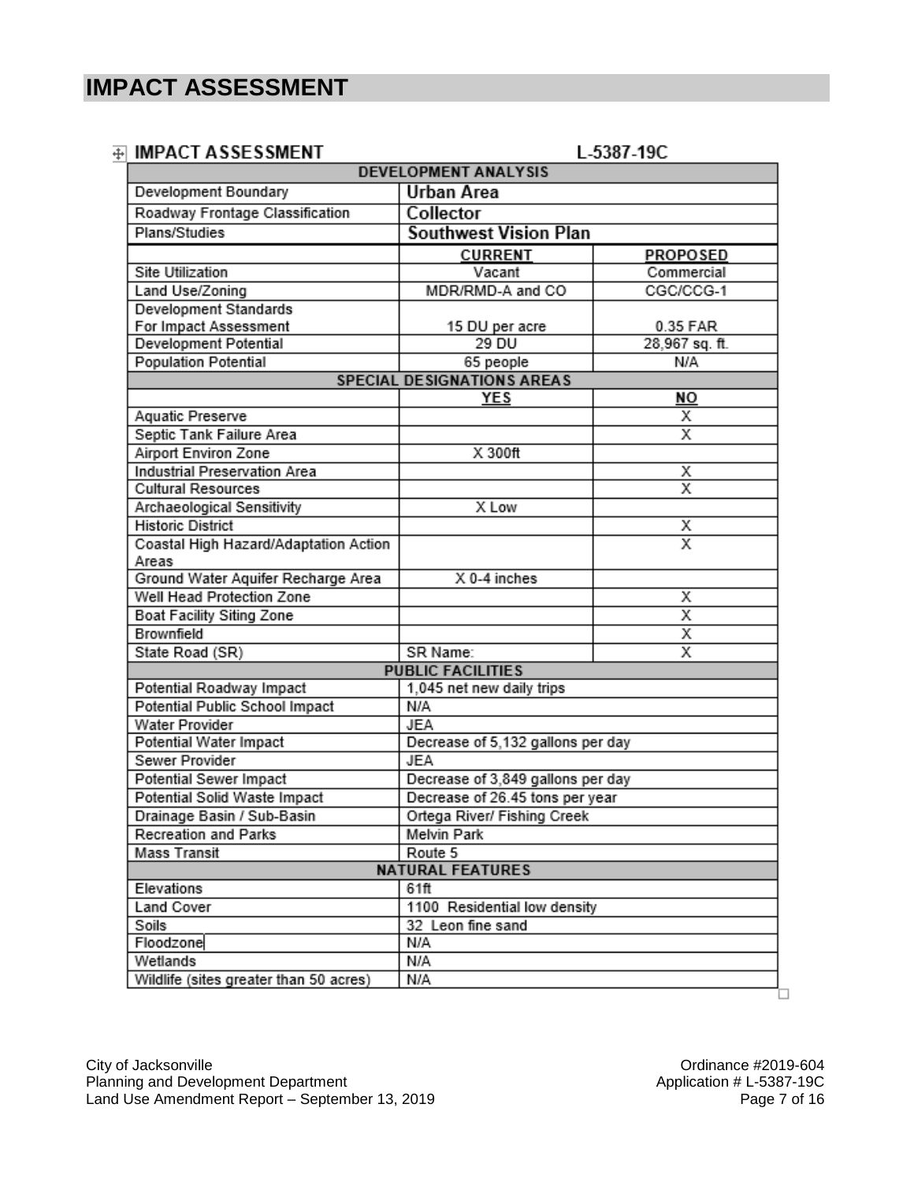# IMPACT ASSESSMENT

**IMPACT ASSESSMENT** L-5387-19C

| DEVELOPMENT ANALYSIS | | |
|---|---|---|
| Development Boundary | Urban Area | |
| Roadway Frontage Classification | Collector | |
| Plans/Studies | Southwest Vision Plan | |
| | **CURRENT** | **PROPOSED** |
| Site Utilization | Vacant | Commercial |
| Land Use/Zoning | MDR/RMD-A and CO | CGC/CCG-1 |
| Development Standards For Impact Assessment | 15 DU per acre | 0.35 FAR |
| Development Potential | 29 DU | 28,967 sq. ft. |
| Population Potential | 65 people | N/A |
| **SPECIAL DESIGNATIONS AREAS** | | |
| | **YES** | **NO** |
| Aquatic Preserve | | X |
| Septic Tank Failure Area | | X |
| Airport Environ Zone | X 300ft | |
| Industrial Preservation Area | | X |
| Cultural Resources | | X |
| Archaeological Sensitivity | X Low | |
| Historic District | | X |
| Coastal High Hazard/Adaptation Action Areas | | X |
| Ground Water Aquifer Recharge Area | X 0-4 inches | |
| Well Head Protection Zone | | X |
| Boat Facility Siting Zone | | X |
| Brownfield | | X |
| State Road (SR) | SR Name: | X |
| **PUBLIC FACILITIES** | | |
| Potential Roadway Impact | 1,045 net new daily trips | |
| Potential Public School Impact | N/A | |
| Water Provider | JEA | |
| Potential Water Impact | Decrease of 5,132 gallons per day | |
| Sewer Provider | JEA | |
| Potential Sewer Impact | Decrease of 3,849 gallons per day | |
| Potential Solid Waste Impact | Decrease of 26.45 tons per year | |
| Drainage Basin / Sub-Basin | Ortega River/ Fishing Creek | |
| Recreation and Parks | Melvin Park | |
| Mass Transit | Route 5 | |
| **NATURAL FEATURES** | | |
| Elevations | 61ft | |
| Land Cover | 1100 Residential low density | |
| Soils | 32 Leon fine sand | |
| Floodzone | N/A | |
| Wetlands | N/A | |
| Wildlife (sites greater than 50 acres) | N/A | |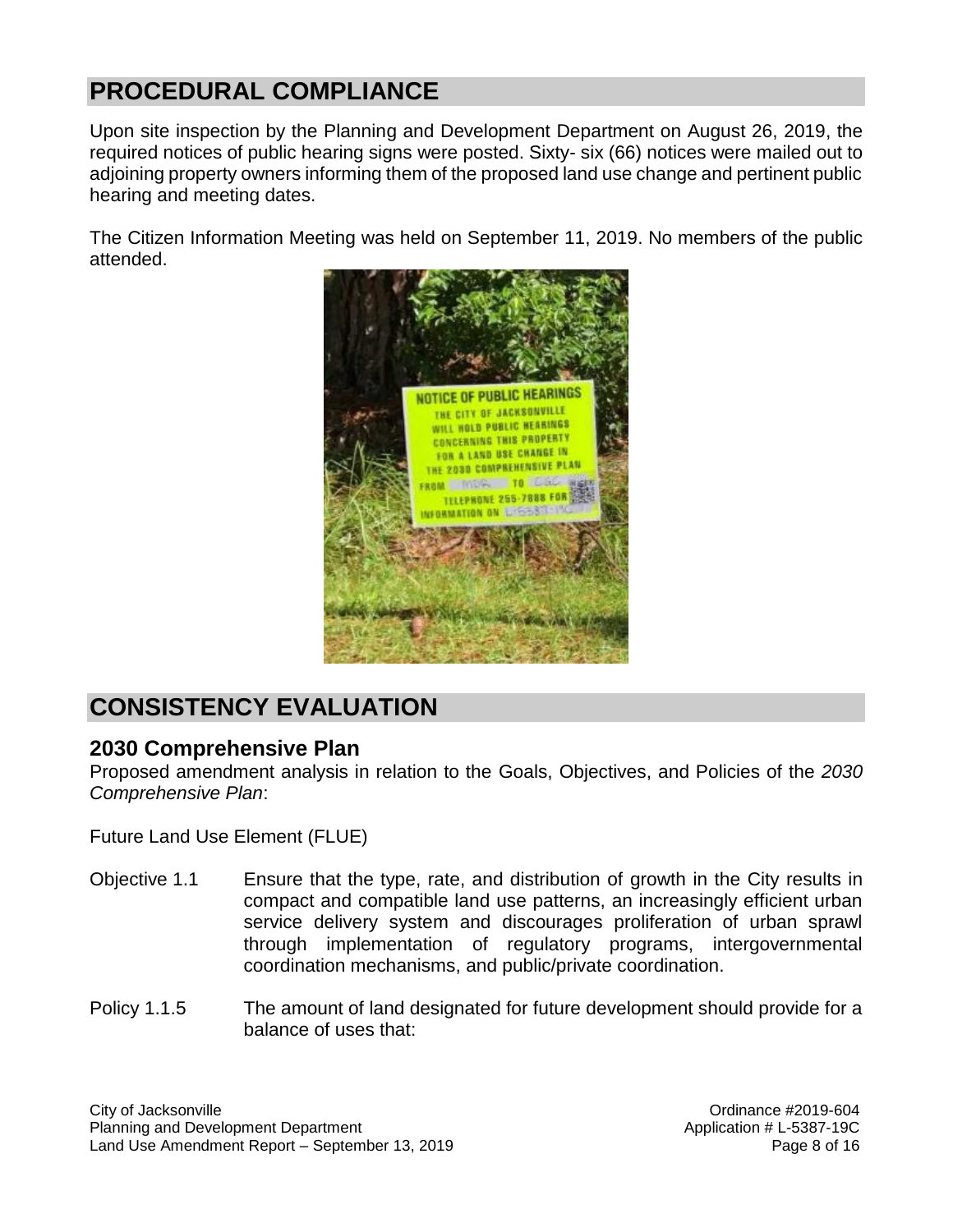## PROCEDURAL COMPLIANCE

Upon site inspection by the Planning and Development Department on August 26, 2019, the required notices of public hearing signs were posted. Sixty- six (66) notices were mailed out to adjoining property owners informing them of the proposed land use change and pertinent public hearing and meeting dates.

The Citizen Information Meeting was held on September 11, 2019. No members of the public attended.

## CONSISTENCY EVALUATION

### 2030 Comprehensive Plan

Proposed amendment analysis in relation to the Goals, Objectives, and Policies of the *2030 Comprehensive Plan*:

Future Land Use Element (FLUE)

Objective 1.1 Ensure that the type, rate, and distribution of growth in the City results in compact and compatible land use patterns, an increasingly efficient urban service delivery system and discourages proliferation of urban sprawl through implementation of regulatory programs, intergovernmental coordination mechanisms, and public/private coordination.

Policy 1.1.5 The amount of land designated for future development should provide for a balance of uses that: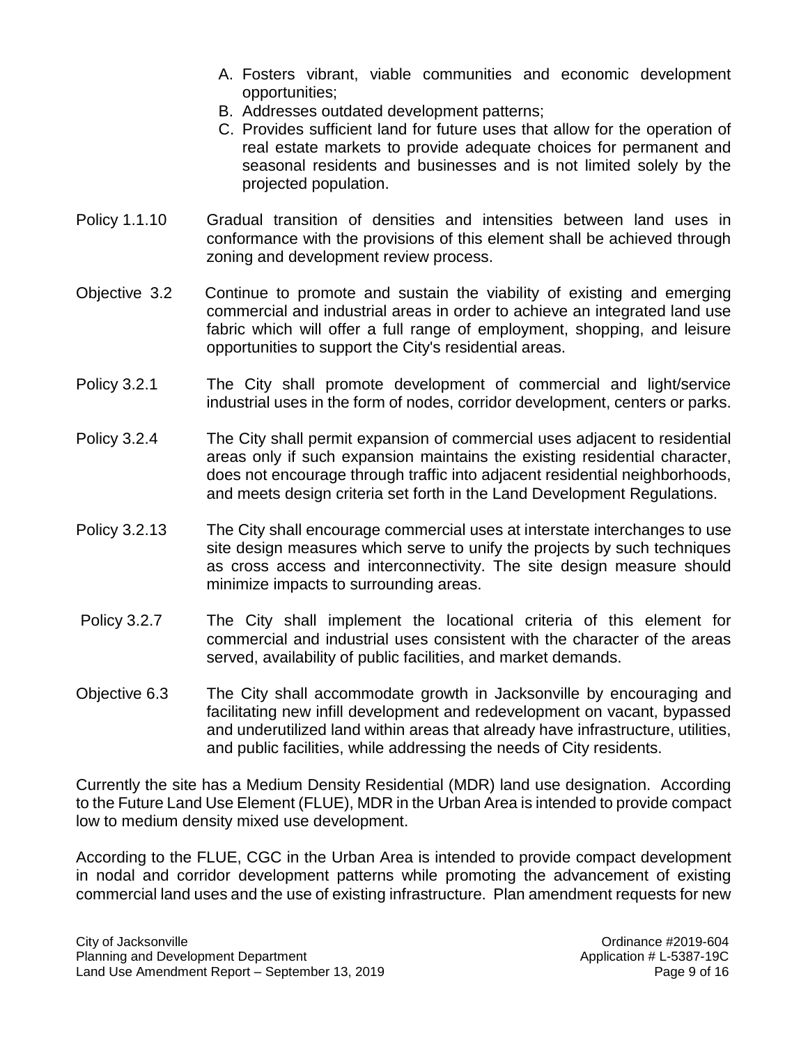A. Fosters vibrant, viable communities and economic development opportunities;
B. Addresses outdated development patterns;
C. Provides sufficient land for future uses that allow for the operation of real estate markets to provide adequate choices for permanent and seasonal residents and businesses and is not limited solely by the projected population.

Policy 1.1.10 Gradual transition of densities and intensities between land uses in conformance with the provisions of this element shall be achieved through zoning and development review process.

Objective 3.2 Continue to promote and sustain the viability of existing and emerging commercial and industrial areas in order to achieve an integrated land use fabric which will offer a full range of employment, shopping, and leisure opportunities to support the City's residential areas.

Policy 3.2.1 The City shall promote development of commercial and light/service industrial uses in the form of nodes, corridor development, centers or parks.

Policy 3.2.4 The City shall permit expansion of commercial uses adjacent to residential areas only if such expansion maintains the existing residential character, does not encourage through traffic into adjacent residential neighborhoods, and meets design criteria set forth in the Land Development Regulations.

Policy 3.2.13 The City shall encourage commercial uses at interstate interchanges to use site design measures which serve to unify the projects by such techniques as cross access and interconnectivity. The site design measure should minimize impacts to surrounding areas.

Policy 3.2.7 The City shall implement the locational criteria of this element for commercial and industrial uses consistent with the character of the areas served, availability of public facilities, and market demands.

Objective 6.3 The City shall accommodate growth in Jacksonville by encouraging and facilitating new infill development and redevelopment on vacant, bypassed and underutilized land within areas that already have infrastructure, utilities, and public facilities, while addressing the needs of City residents.

Currently the site has a Medium Density Residential (MDR) land use designation. According to the Future Land Use Element (FLUE), MDR in the Urban Area is intended to provide compact low to medium density mixed use development.

According to the FLUE, CGC in the Urban Area is intended to provide compact development in nodal and corridor development patterns while promoting the advancement of existing commercial land uses and the use of existing infrastructure. Plan amendment requests for new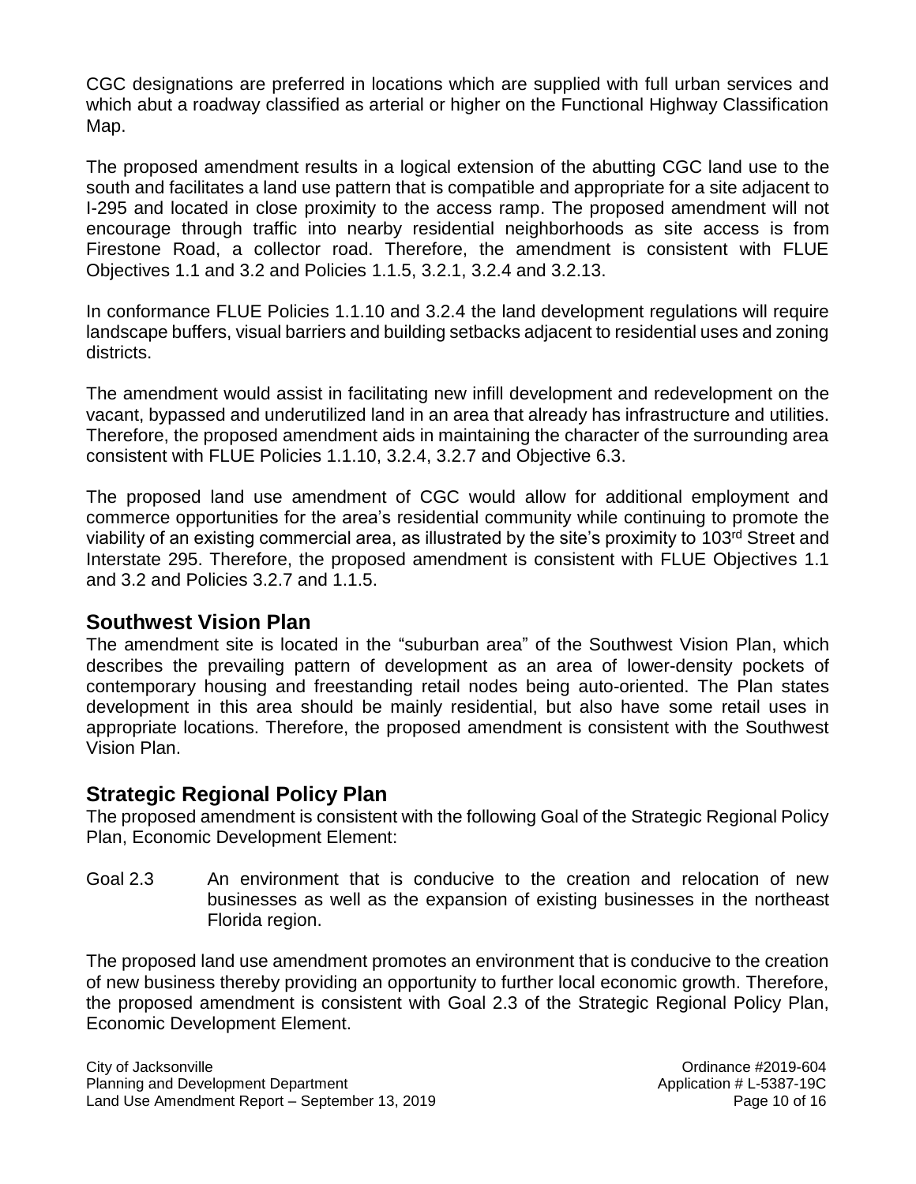CGC designations are preferred in locations which are supplied with full urban services and which abut a roadway classified as arterial or higher on the Functional Highway Classification Map.

The proposed amendment results in a logical extension of the abutting CGC land use to the south and facilitates a land use pattern that is compatible and appropriate for a site adjacent to I-295 and located in close proximity to the access ramp. The proposed amendment will not encourage through traffic into nearby residential neighborhoods as site access is from Firestone Road, a collector road. Therefore, the amendment is consistent with FLUE Objectives 1.1 and 3.2 and Policies 1.1.5, 3.2.1, 3.2.4 and 3.2.13.

In conformance FLUE Policies 1.1.10 and 3.2.4 the land development regulations will require landscape buffers, visual barriers and building setbacks adjacent to residential uses and zoning districts.

The amendment would assist in facilitating new infill development and redevelopment on the vacant, bypassed and underutilized land in an area that already has infrastructure and utilities. Therefore, the proposed amendment aids in maintaining the character of the surrounding area consistent with FLUE Policies 1.1.10, 3.2.4, 3.2.7 and Objective 6.3.

The proposed land use amendment of CGC would allow for additional employment and commerce opportunities for the area's residential community while continuing to promote the viability of an existing commercial area, as illustrated by the site's proximity to 103rd Street and Interstate 295. Therefore, the proposed amendment is consistent with FLUE Objectives 1.1 and 3.2 and Policies 3.2.7 and 1.1.5.

## Southwest Vision Plan

The amendment site is located in the "suburban area" of the Southwest Vision Plan, which describes the prevailing pattern of development as an area of lower-density pockets of contemporary housing and freestanding retail nodes being auto-oriented. The Plan states development in this area should be mainly residential, but also have some retail uses in appropriate locations. Therefore, the proposed amendment is consistent with the Southwest Vision Plan.

## Strategic Regional Policy Plan

The proposed amendment is consistent with the following Goal of the Strategic Regional Policy Plan, Economic Development Element:

Goal 2.3 An environment that is conducive to the creation and relocation of new businesses as well as the expansion of existing businesses in the northeast Florida region.

The proposed land use amendment promotes an environment that is conducive to the creation of new business thereby providing an opportunity to further local economic growth. Therefore, the proposed amendment is consistent with Goal 2.3 of the Strategic Regional Policy Plan, Economic Development Element.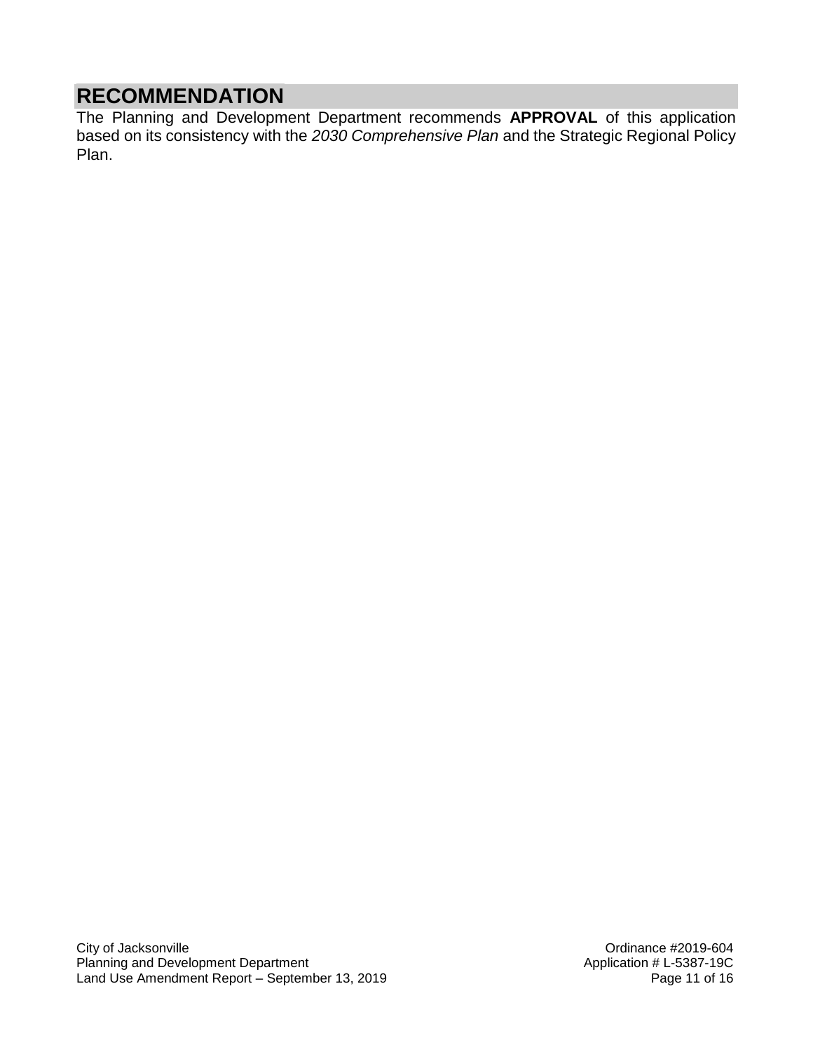# RECOMMENDATION

The Planning and Development Department recommends **APPROVAL** of this application based on its consistency with the *2030 Comprehensive Plan* and the Strategic Regional Policy Plan.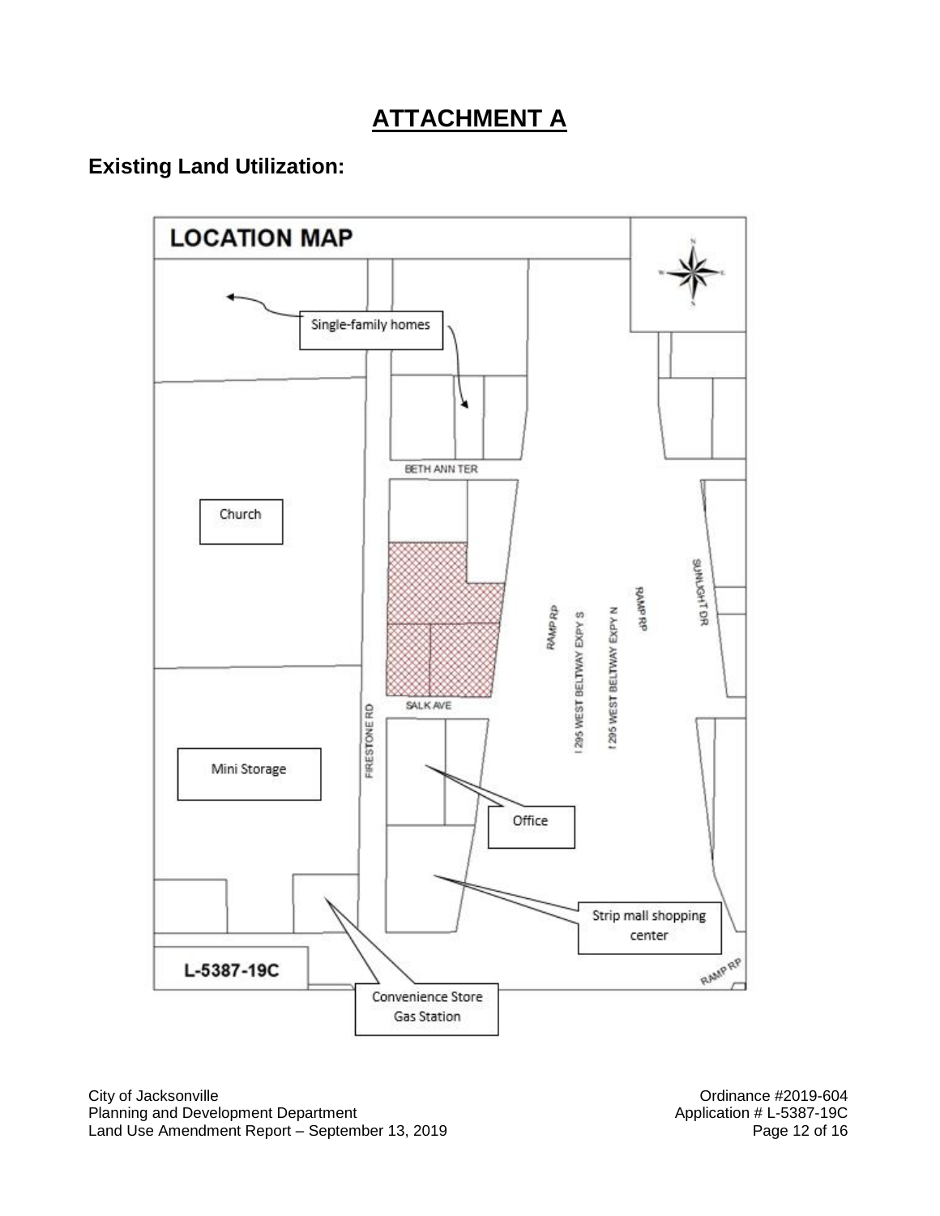# ATTACHMENT A

## Existing Land Utilization:

LOCATION MAP

Single-family homes

Church

BETH ANN TER

SALK AVE

FIRESTONE RD

Mini Storage

Office

Strip mall shopping center

Convenience Store Gas Station

RAMP RP

I 295 WEST BELTWAY EXPY S

I 295 WEST BELTWAY EXPY N

RAMP RP

SUNLIGHT DR

RAMP RP

L-5387-19C

City of Jacksonville
Planning and Development Department
Land Use Amendment Report – September 13, 2019

Ordinance #2019-604
Application # L-5387-19C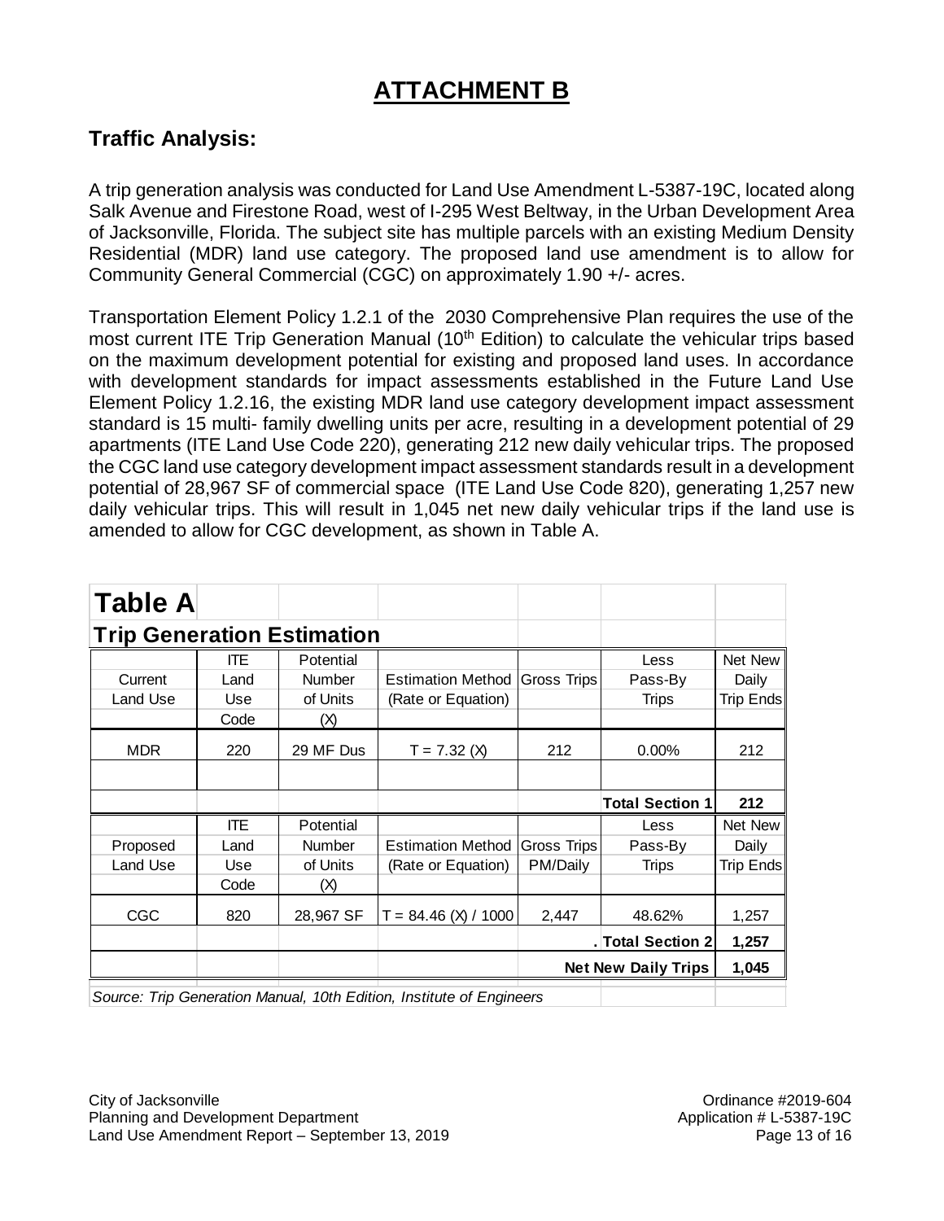# ATTACHMENT B

## Traffic Analysis:

A trip generation analysis was conducted for Land Use Amendment L-5387-19C, located along Salk Avenue and Firestone Road, west of I-295 West Beltway, in the Urban Development Area of Jacksonville, Florida. The subject site has multiple parcels with an existing Medium Density Residential (MDR) land use category. The proposed land use amendment is to allow for Community General Commercial (CGC) on approximately 1.90 +/- acres.

Transportation Element Policy 1.2.1 of the 2030 Comprehensive Plan requires the use of the most current ITE Trip Generation Manual (10th Edition) to calculate the vehicular trips based on the maximum development potential for existing and proposed land uses. In accordance with development standards for impact assessments established in the Future Land Use Element Policy 1.2.16, the existing MDR land use category development impact assessment standard is 15 multi- family dwelling units per acre, resulting in a development potential of 29 apartments (ITE Land Use Code 220), generating 212 new daily vehicular trips. The proposed the CGC land use category development impact assessment standards result in a development potential of 28,967 SF of commercial space (ITE Land Use Code 820), generating 1,257 new daily vehicular trips. This will result in 1,045 net new daily vehicular trips if the land use is amended to allow for CGC development, as shown in Table A.

**Table A**

**Trip Generation Estimation**

| Current Land Use | ITE Land Use Code | Potential Number of Units (X) | Estimation Method (Rate or Equation) | Gross Trips | Less Pass-By Trips | Net New Daily Trip Ends |
|---|---|---|---|---|---|---|
| MDR | 220 | 29 MF Dus | T = 7.32 (X) | 212 | 0.00% | 212 |
| | | | | | | |
| | | | | | **Total Section 1** | **212** |
| **Proposed Land Use** | **ITE Land Use Code** | **Potential Number of Units (X)** | **Estimation Method (Rate or Equation)** | **Gross Trips PM/Daily** | **Less Pass-By Trips** | **Net New Daily Trip Ends** |
| CGC | 820 | 28,967 SF | T = 84.46 (X) / 1000 | 2,447 | 48.62% | 1,257 |
| | | | | | **. Total Section 2** | **1,257** |
| | | | | | **Net New Daily Trips** | **1,045** |

*Source: Trip Generation Manual, 10th Edition, Institute of Engineers*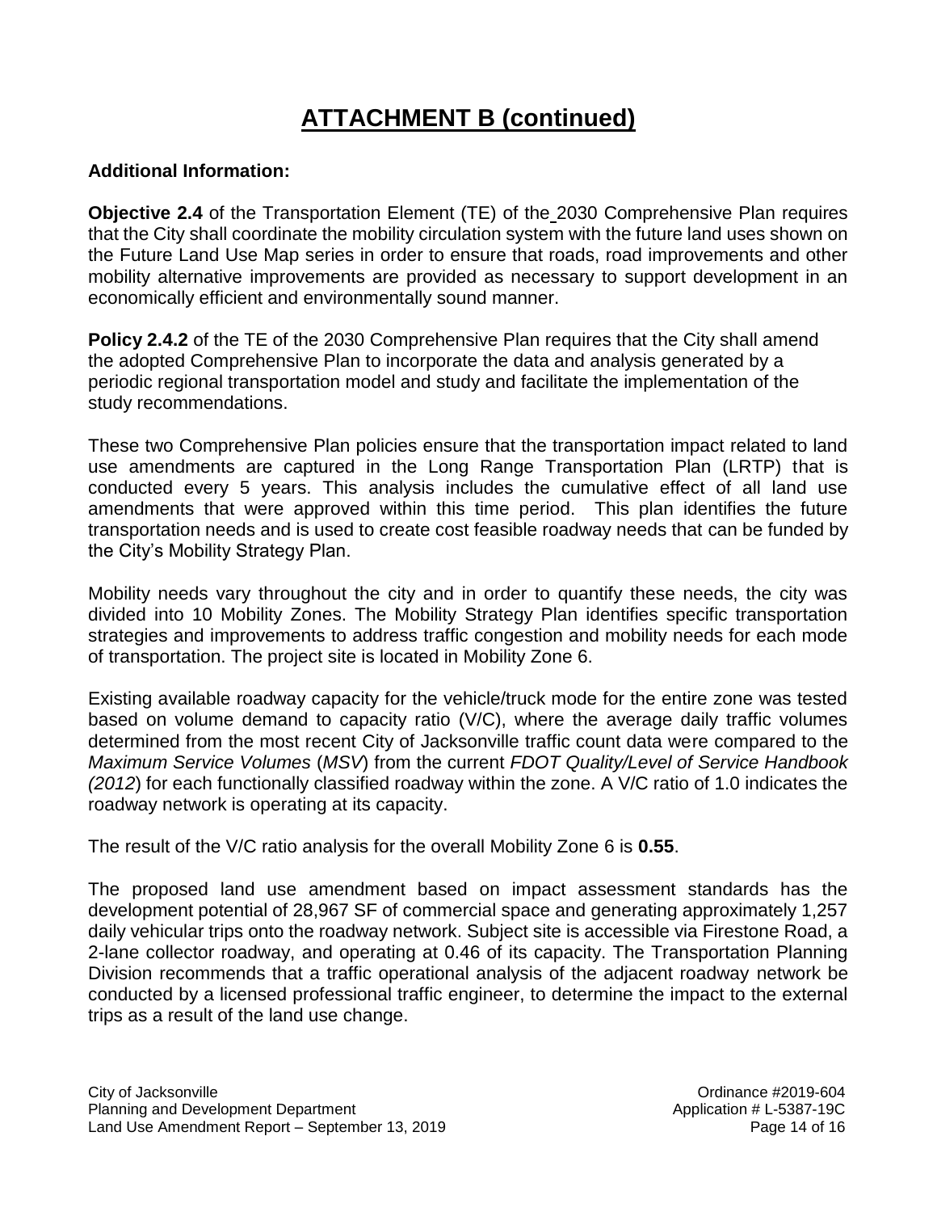# ATTACHMENT B (continued)

**Additional Information:**

**Objective 2.4** of the Transportation Element (TE) of the 2030 Comprehensive Plan requires that the City shall coordinate the mobility circulation system with the future land uses shown on the Future Land Use Map series in order to ensure that roads, road improvements and other mobility alternative improvements are provided as necessary to support development in an economically efficient and environmentally sound manner.

**Policy 2.4.2** of the TE of the 2030 Comprehensive Plan requires that the City shall amend the adopted Comprehensive Plan to incorporate the data and analysis generated by a periodic regional transportation model and study and facilitate the implementation of the study recommendations.

These two Comprehensive Plan policies ensure that the transportation impact related to land use amendments are captured in the Long Range Transportation Plan (LRTP) that is conducted every 5 years. This analysis includes the cumulative effect of all land use amendments that were approved within this time period. This plan identifies the future transportation needs and is used to create cost feasible roadway needs that can be funded by the City's Mobility Strategy Plan.

Mobility needs vary throughout the city and in order to quantify these needs, the city was divided into 10 Mobility Zones. The Mobility Strategy Plan identifies specific transportation strategies and improvements to address traffic congestion and mobility needs for each mode of transportation. The project site is located in Mobility Zone 6.

Existing available roadway capacity for the vehicle/truck mode for the entire zone was tested based on volume demand to capacity ratio (V/C), where the average daily traffic volumes determined from the most recent City of Jacksonville traffic count data were compared to the *Maximum Service Volumes* (*MSV*) from the current *FDOT Quality/Level of Service Handbook (2012*) for each functionally classified roadway within the zone. A V/C ratio of 1.0 indicates the roadway network is operating at its capacity.

The result of the V/C ratio analysis for the overall Mobility Zone 6 is **0.55**.

The proposed land use amendment based on impact assessment standards has the development potential of 28,967 SF of commercial space and generating approximately 1,257 daily vehicular trips onto the roadway network. Subject site is accessible via Firestone Road, a 2-lane collector roadway, and operating at 0.46 of its capacity. The Transportation Planning Division recommends that a traffic operational analysis of the adjacent roadway network be conducted by a licensed professional traffic engineer, to determine the impact to the external trips as a result of the land use change.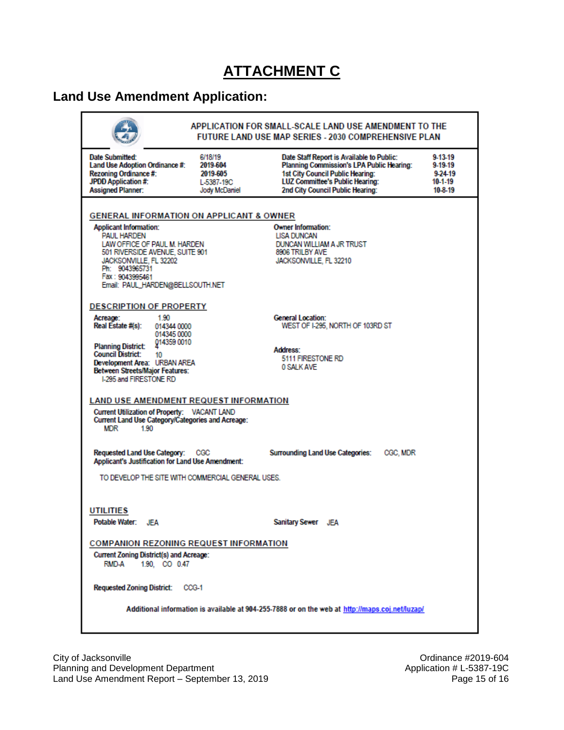# ATTACHMENT C

## Land Use Amendment Application:

**APPLICATION FOR SMALL-SCALE LAND USE AMENDMENT TO THE FUTURE LAND USE MAP SERIES - 2030 COMPREHENSIVE PLAN**

| | | | |
|---|---|---|---|
| **Date Submitted:** | 6/18/19 | **Date Staff Report is Available to Public:** | 9-13-19 |
| **Land Use Adoption Ordinance #:** | 2019-604 | **Planning Commission's LPA Public Hearing:** | 9-19-19 |
| **Rezoning Ordinance #:** | 2019-605 | **1st City Council Public Hearing:** | 9-24-19 |
| **JPDD Application #:** | L-5387-19C | **LUZ Committee's Public Hearing:** | 10-1-19 |
| **Assigned Planner:** | Jody McDaniel | **2nd City Council Public Hearing:** | 10-8-19 |

### GENERAL INFORMATION ON APPLICANT & OWNER

**Applicant Information:**
PAUL HARDEN
LAW OFFICE OF PAUL M. HARDEN
501 RIVERSIDE AVENUE, SUITE 901
JACKSONVILLE, FL 32202
Ph: 9043965731
Fax: 9043995461
Email: PAUL_HARDEN@BELLSOUTH.NET

**Owner Information:**
LISA DUNCAN
DUNCAN WILLIAM A JR TRUST
8906 TRILBY AVE
JACKSONVILLE, FL 32210

### DESCRIPTION OF PROPERTY

**Acreage:** 1.90
**Real Estate #(s):** 014344 0000, 014345 0000, 014359 0010
**Planning District:** 4
**Council District:** 10
**Development Area:** URBAN AREA
**Between Streets/Major Features:** I-295 and FIRESTONE RD

**General Location:** WEST OF I-295, NORTH OF 103RD ST

**Address:**
5111 FIRESTONE RD
0 SALK AVE

### LAND USE AMENDMENT REQUEST INFORMATION

**Current Utilization of Property:** VACANT LAND
**Current Land Use Category/Categories and Acreage:**
MDR 1.90

**Requested Land Use Category:** CGC
**Surrounding Land Use Categories:** CGC, MDR
**Applicant's Justification for Land Use Amendment:**

TO DEVELOP THE SITE WITH COMMERCIAL GENERAL USES.

### UTILITIES

**Potable Water:** JEA
**Sanitary Sewer** JEA

### COMPANION REZONING REQUEST INFORMATION

**Current Zoning District(s) and Acreage:**
RMD-A 1.90, CO 0.47

**Requested Zoning District:** CCG-1

**Additional information is available at 904-255-7888 or on the web at http://maps.coj.net/luzap/**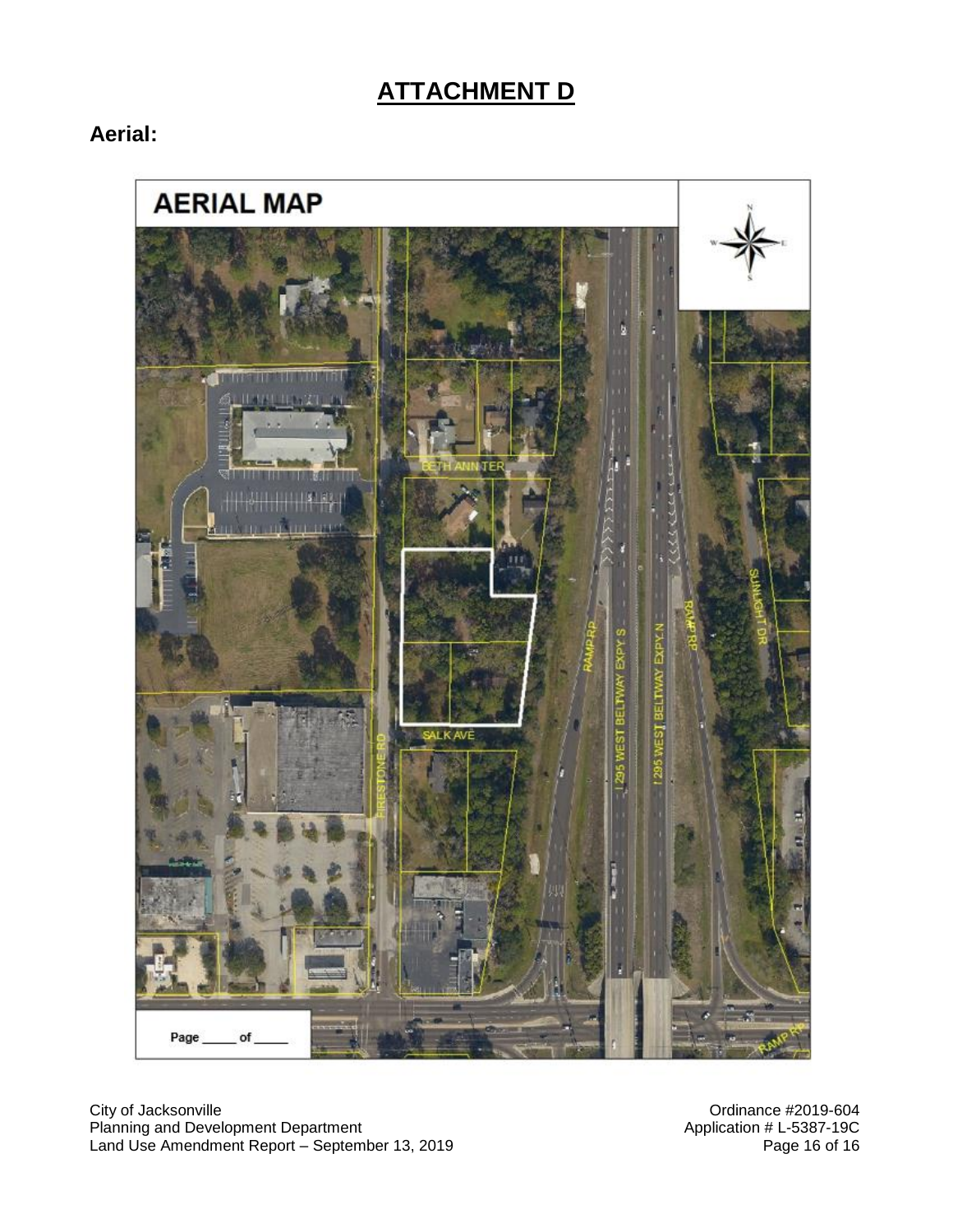# ATTACHMENT D

## Aerial:

AERIAL MAP

N
W E
S

BETH ANN TER

SALK AVE

FIRESTONE RD

RAMP RP

I 295 WEST BELTWAY EXPY S

I 295 WEST BELTWAY EXPY N

RAMP RP

SUNLIGHT DR

RAMP RP

Page _____ of _____